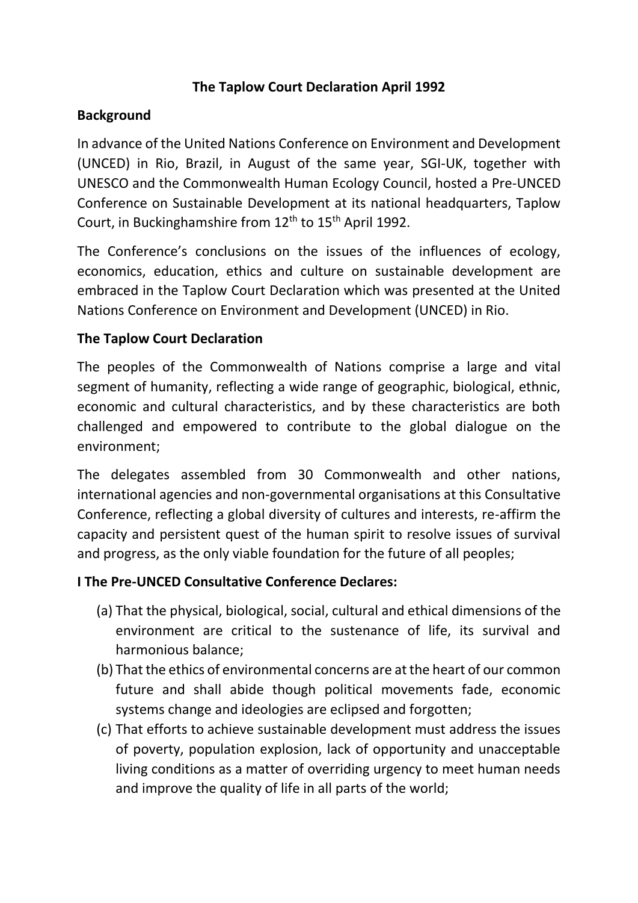# The Taplow Court Declaration April 1992

## Background

In advance of the United Nations Conference on Environment and Development (UNCED) in Rio, Brazil, in August of the same year, SGI-UK, together with UNESCO and the Commonwealth Human Ecology Council, hosted a Pre-UNCED Conference on Sustainable Development at its national headquarters, Taplow Court, in Buckinghamshire from 12th to 15th April 1992.

The Conference's conclusions on the issues of the influences of ecology, economics, education, ethics and culture on sustainable development are embraced in the Taplow Court Declaration which was presented at the United Nations Conference on Environment and Development (UNCED) in Rio.

## The Taplow Court Declaration

The peoples of the Commonwealth of Nations comprise a large and vital segment of humanity, reflecting a wide range of geographic, biological, ethnic, economic and cultural characteristics, and by these characteristics are both challenged and empowered to contribute to the global dialogue on the environment;

The delegates assembled from 30 Commonwealth and other nations, international agencies and non-governmental organisations at this Consultative Conference, reflecting a global diversity of cultures and interests, re-affirm the capacity and persistent quest of the human spirit to resolve issues of survival and progress, as the only viable foundation for the future of all peoples;

## I The Pre-UNCED Consultative Conference Declares:

(a) That the physical, biological, social, cultural and ethical dimensions of the environment are critical to the sustenance of life, its survival and harmonious balance;

(b) That the ethics of environmental concerns are at the heart of our common future and shall abide though political movements fade, economic systems change and ideologies are eclipsed and forgotten;

(c) That efforts to achieve sustainable development must address the issues of poverty, population explosion, lack of opportunity and unacceptable living conditions as a matter of overriding urgency to meet human needs and improve the quality of life in all parts of the world;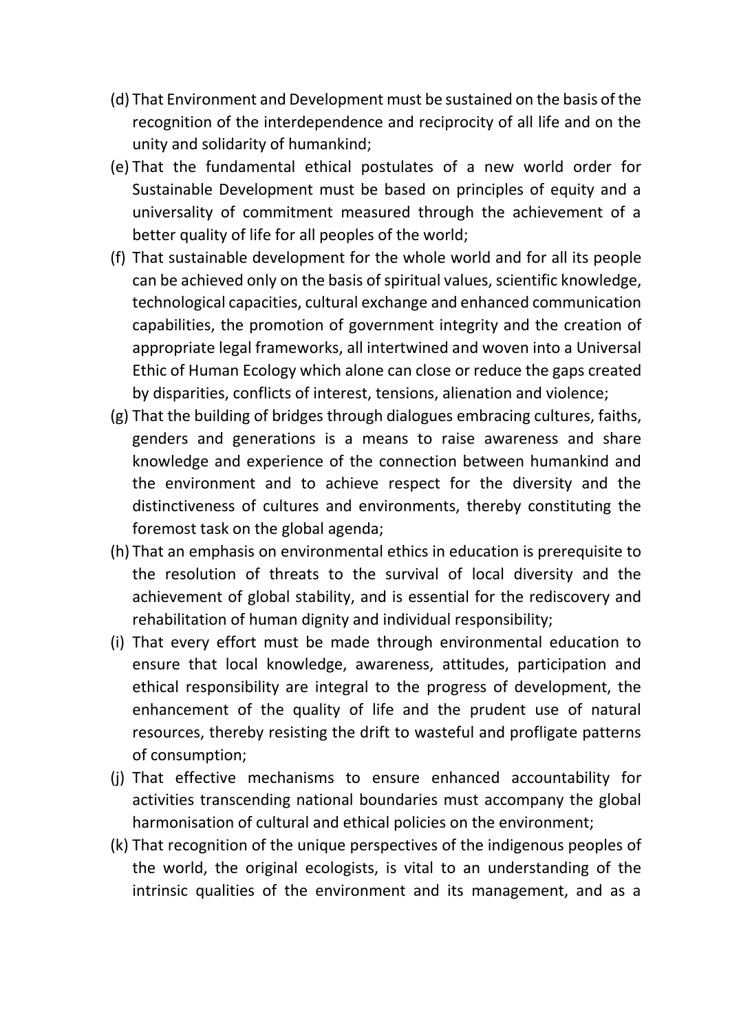(d) That Environment and Development must be sustained on the basis of the recognition of the interdependence and reciprocity of all life and on the unity and solidarity of humankind;

(e) That the fundamental ethical postulates of a new world order for Sustainable Development must be based on principles of equity and a universality of commitment measured through the achievement of a better quality of life for all peoples of the world;

(f) That sustainable development for the whole world and for all its people can be achieved only on the basis of spiritual values, scientific knowledge, technological capacities, cultural exchange and enhanced communication capabilities, the promotion of government integrity and the creation of appropriate legal frameworks, all intertwined and woven into a Universal Ethic of Human Ecology which alone can close or reduce the gaps created by disparities, conflicts of interest, tensions, alienation and violence;

(g) That the building of bridges through dialogues embracing cultures, faiths, genders and generations is a means to raise awareness and share knowledge and experience of the connection between humankind and the environment and to achieve respect for the diversity and the distinctiveness of cultures and environments, thereby constituting the foremost task on the global agenda;

(h) That an emphasis on environmental ethics in education is prerequisite to the resolution of threats to the survival of local diversity and the achievement of global stability, and is essential for the rediscovery and rehabilitation of human dignity and individual responsibility;

(i) That every effort must be made through environmental education to ensure that local knowledge, awareness, attitudes, participation and ethical responsibility are integral to the progress of development, the enhancement of the quality of life and the prudent use of natural resources, thereby resisting the drift to wasteful and profligate patterns of consumption;

(j) That effective mechanisms to ensure enhanced accountability for activities transcending national boundaries must accompany the global harmonisation of cultural and ethical policies on the environment;

(k) That recognition of the unique perspectives of the indigenous peoples of the world, the original ecologists, is vital to an understanding of the intrinsic qualities of the environment and its management, and as a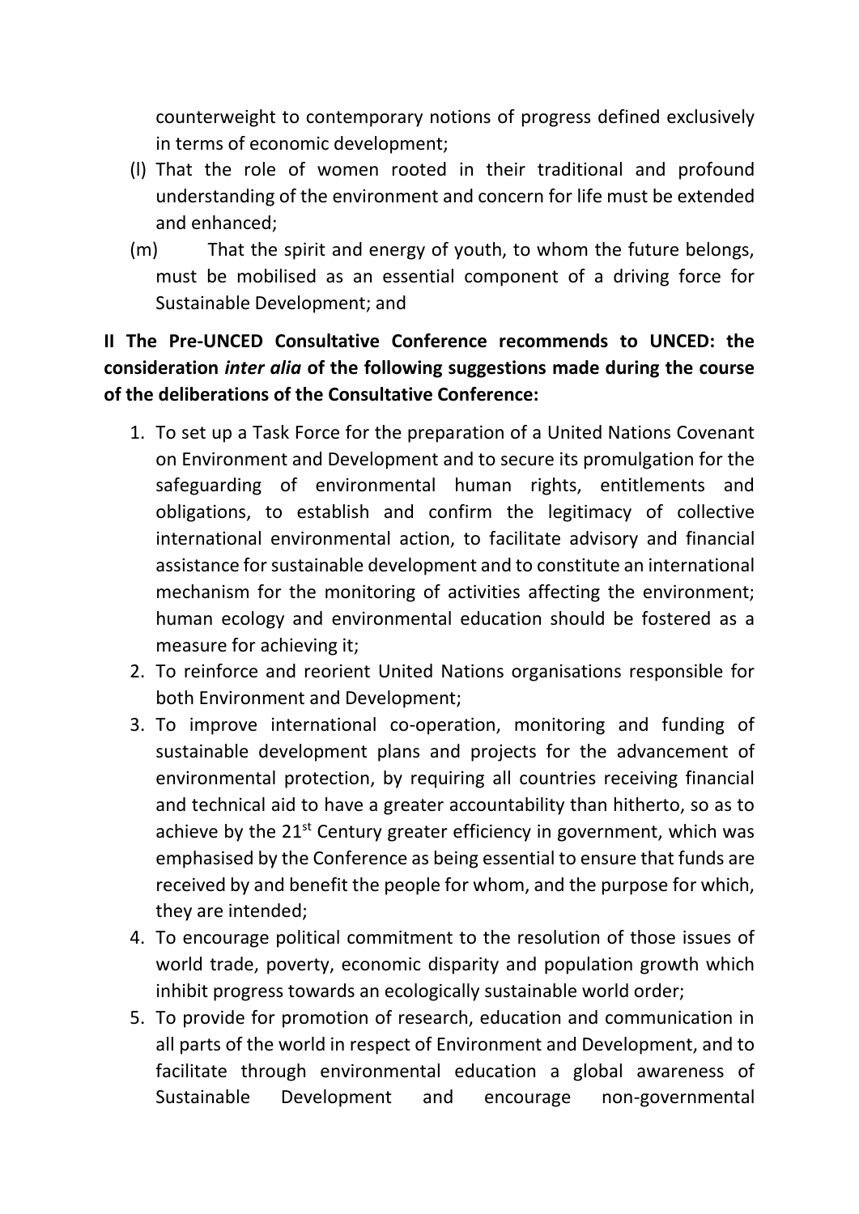counterweight to contemporary notions of progress defined exclusively in terms of economic development;

(l) That the role of women rooted in their traditional and profound understanding of the environment and concern for life must be extended and enhanced;

(m) That the spirit and energy of youth, to whom the future belongs, must be mobilised as an essential component of a driving force for Sustainable Development; and

**II The Pre-UNCED Consultative Conference recommends to UNCED: the consideration *inter alia* of the following suggestions made during the course of the deliberations of the Consultative Conference:**

1. To set up a Task Force for the preparation of a United Nations Covenant on Environment and Development and to secure its promulgation for the safeguarding of environmental human rights, entitlements and obligations, to establish and confirm the legitimacy of collective international environmental action, to facilitate advisory and financial assistance for sustainable development and to constitute an international mechanism for the monitoring of activities affecting the environment; human ecology and environmental education should be fostered as a measure for achieving it;
2. To reinforce and reorient United Nations organisations responsible for both Environment and Development;
3. To improve international co-operation, monitoring and funding of sustainable development plans and projects for the advancement of environmental protection, by requiring all countries receiving financial and technical aid to have a greater accountability than hitherto, so as to achieve by the 21st Century greater efficiency in government, which was emphasised by the Conference as being essential to ensure that funds are received by and benefit the people for whom, and the purpose for which, they are intended;
4. To encourage political commitment to the resolution of those issues of world trade, poverty, economic disparity and population growth which inhibit progress towards an ecologically sustainable world order;
5. To provide for promotion of research, education and communication in all parts of the world in respect of Environment and Development, and to facilitate through environmental education a global awareness of Sustainable Development and encourage non-governmental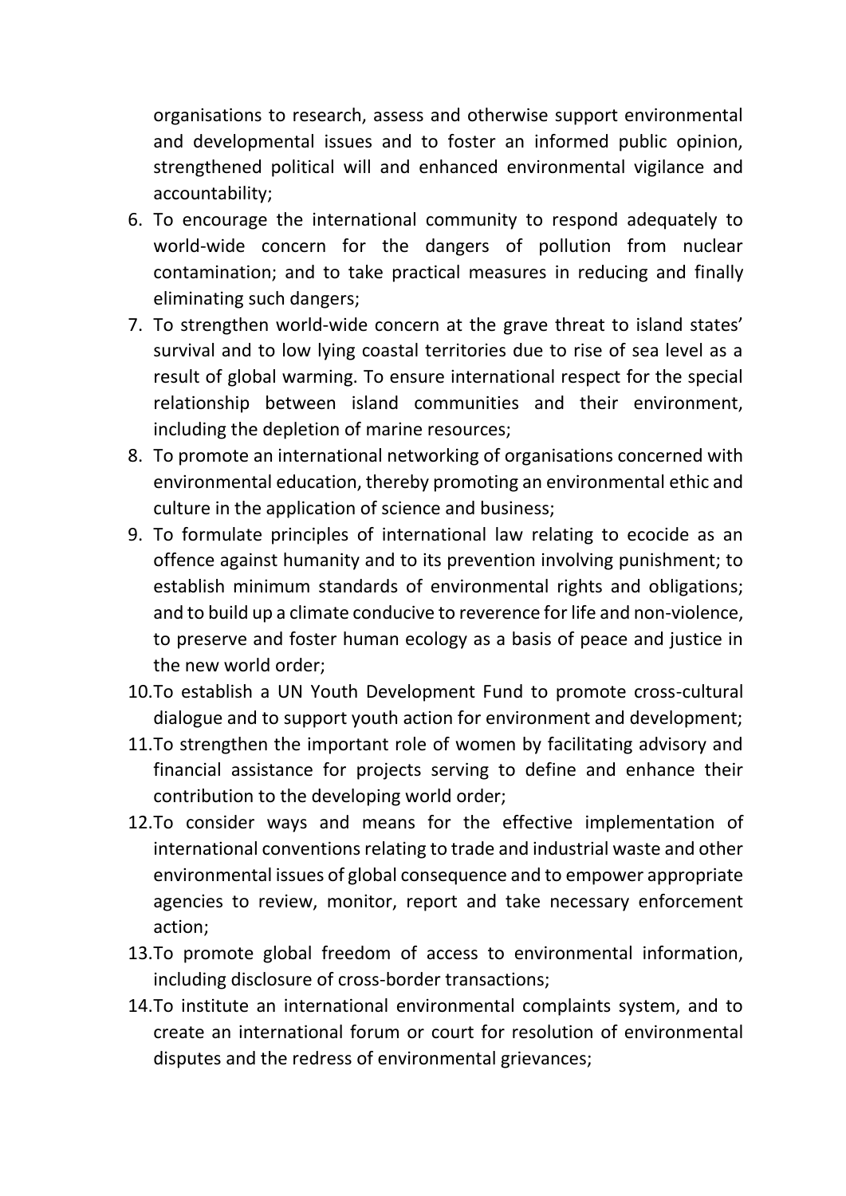organisations to research, assess and otherwise support environmental and developmental issues and to foster an informed public opinion, strengthened political will and enhanced environmental vigilance and accountability;

6. To encourage the international community to respond adequately to world-wide concern for the dangers of pollution from nuclear contamination; and to take practical measures in reducing and finally eliminating such dangers;
7. To strengthen world-wide concern at the grave threat to island states' survival and to low lying coastal territories due to rise of sea level as a result of global warming. To ensure international respect for the special relationship between island communities and their environment, including the depletion of marine resources;
8. To promote an international networking of organisations concerned with environmental education, thereby promoting an environmental ethic and culture in the application of science and business;
9. To formulate principles of international law relating to ecocide as an offence against humanity and to its prevention involving punishment; to establish minimum standards of environmental rights and obligations; and to build up a climate conducive to reverence for life and non-violence, to preserve and foster human ecology as a basis of peace and justice in the new world order;
10. To establish a UN Youth Development Fund to promote cross-cultural dialogue and to support youth action for environment and development;
11. To strengthen the important role of women by facilitating advisory and financial assistance for projects serving to define and enhance their contribution to the developing world order;
12. To consider ways and means for the effective implementation of international conventions relating to trade and industrial waste and other environmental issues of global consequence and to empower appropriate agencies to review, monitor, report and take necessary enforcement action;
13. To promote global freedom of access to environmental information, including disclosure of cross-border transactions;
14. To institute an international environmental complaints system, and to create an international forum or court for resolution of environmental disputes and the redress of environmental grievances;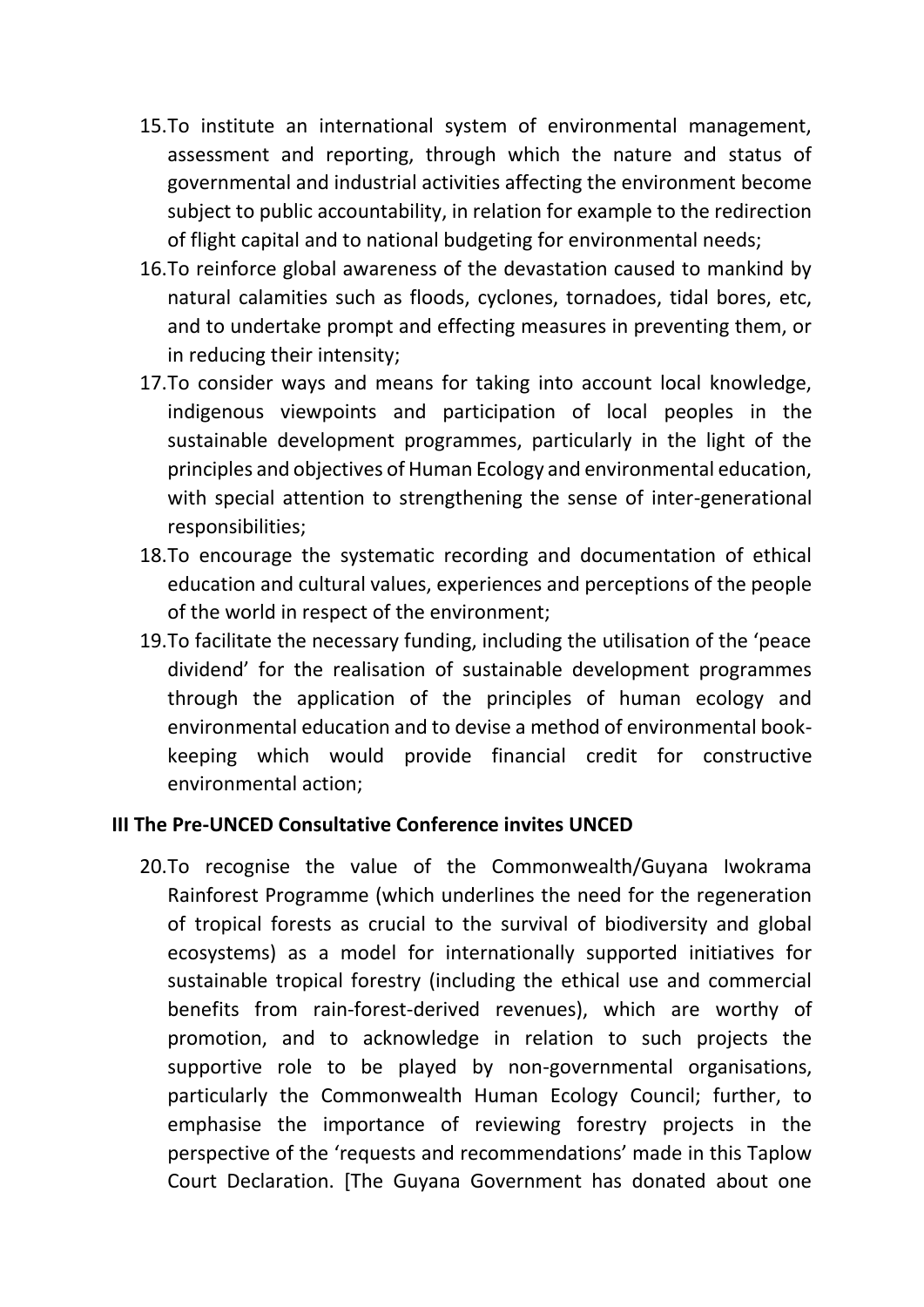15. To institute an international system of environmental management, assessment and reporting, through which the nature and status of governmental and industrial activities affecting the environment become subject to public accountability, in relation for example to the redirection of flight capital and to national budgeting for environmental needs;
16. To reinforce global awareness of the devastation caused to mankind by natural calamities such as floods, cyclones, tornadoes, tidal bores, etc, and to undertake prompt and effecting measures in preventing them, or in reducing their intensity;
17. To consider ways and means for taking into account local knowledge, indigenous viewpoints and participation of local peoples in the sustainable development programmes, particularly in the light of the principles and objectives of Human Ecology and environmental education, with special attention to strengthening the sense of inter-generational responsibilities;
18. To encourage the systematic recording and documentation of ethical education and cultural values, experiences and perceptions of the people of the world in respect of the environment;
19. To facilitate the necessary funding, including the utilisation of the 'peace dividend' for the realisation of sustainable development programmes through the application of the principles of human ecology and environmental education and to devise a method of environmental book-keeping which would provide financial credit for constructive environmental action;

**III The Pre-UNCED Consultative Conference invites UNCED**

20. To recognise the value of the Commonwealth/Guyana Iwokrama Rainforest Programme (which underlines the need for the regeneration of tropical forests as crucial to the survival of biodiversity and global ecosystems) as a model for internationally supported initiatives for sustainable tropical forestry (including the ethical use and commercial benefits from rain-forest-derived revenues), which are worthy of promotion, and to acknowledge in relation to such projects the supportive role to be played by non-governmental organisations, particularly the Commonwealth Human Ecology Council; further, to emphasise the importance of reviewing forestry projects in the perspective of the 'requests and recommendations' made in this Taplow Court Declaration. [The Guyana Government has donated about one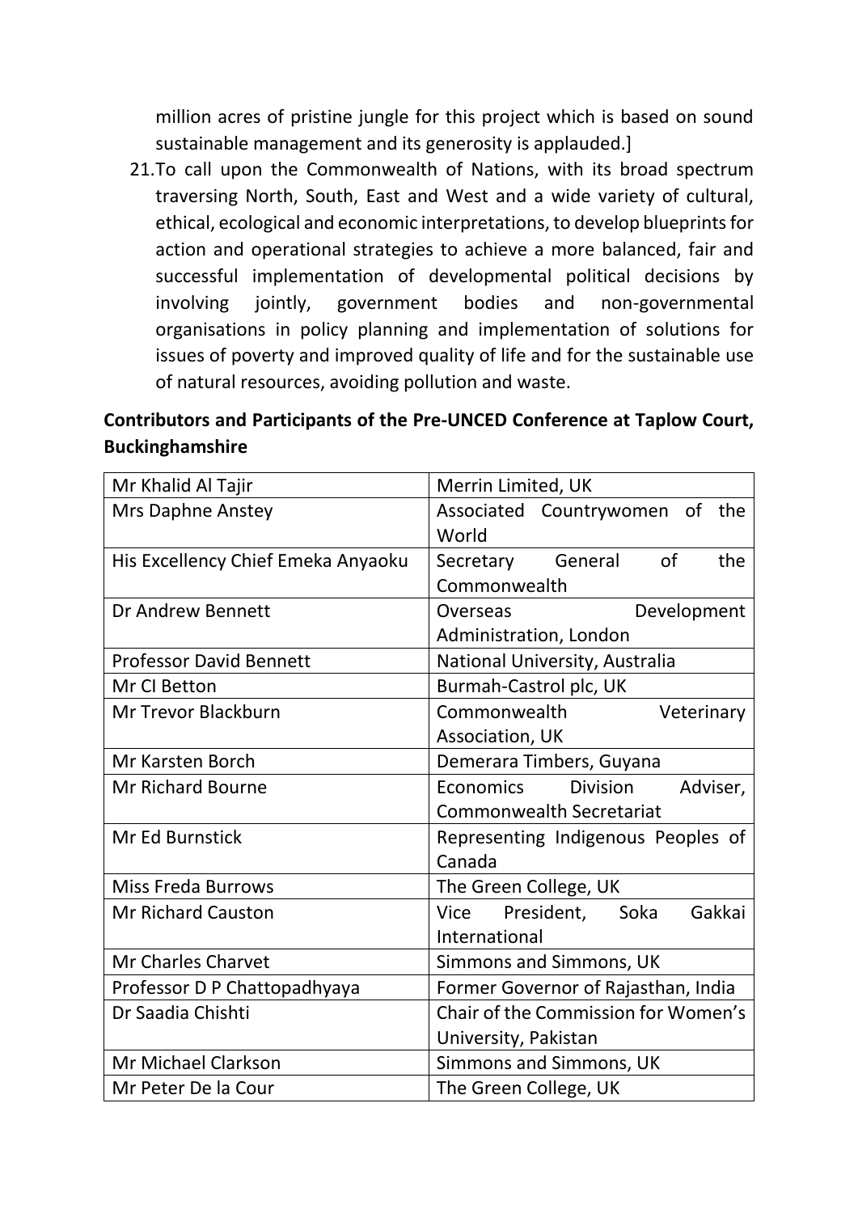million acres of pristine jungle for this project which is based on sound sustainable management and its generosity is applauded.]

21. To call upon the Commonwealth of Nations, with its broad spectrum traversing North, South, East and West and a wide variety of cultural, ethical, ecological and economic interpretations, to develop blueprints for action and operational strategies to achieve a more balanced, fair and successful implementation of developmental political decisions by involving jointly, government bodies and non-governmental organisations in policy planning and implementation of solutions for issues of poverty and improved quality of life and for the sustainable use of natural resources, avoiding pollution and waste.

**Contributors and Participants of the Pre-UNCED Conference at Taplow Court, Buckinghamshire**

| | |
|---|---|
| Mr Khalid Al Tajir | Merrin Limited, UK |
| Mrs Daphne Anstey | Associated Countrywomen of the World |
| His Excellency Chief Emeka Anyaoku | Secretary General of the Commonwealth |
| Dr Andrew Bennett | Overseas Development Administration, London |
| Professor David Bennett | National University, Australia |
| Mr CI Betton | Burmah-Castrol plc, UK |
| Mr Trevor Blackburn | Commonwealth Veterinary Association, UK |
| Mr Karsten Borch | Demerara Timbers, Guyana |
| Mr Richard Bourne | Economics Division Adviser, Commonwealth Secretariat |
| Mr Ed Burnstick | Representing Indigenous Peoples of Canada |
| Miss Freda Burrows | The Green College, UK |
| Mr Richard Causton | Vice President, Soka Gakkai International |
| Mr Charles Charvet | Simmons and Simmons, UK |
| Professor D P Chattopadhyaya | Former Governor of Rajasthan, India |
| Dr Saadia Chishti | Chair of the Commission for Women's University, Pakistan |
| Mr Michael Clarkson | Simmons and Simmons, UK |
| Mr Peter De la Cour | The Green College, UK |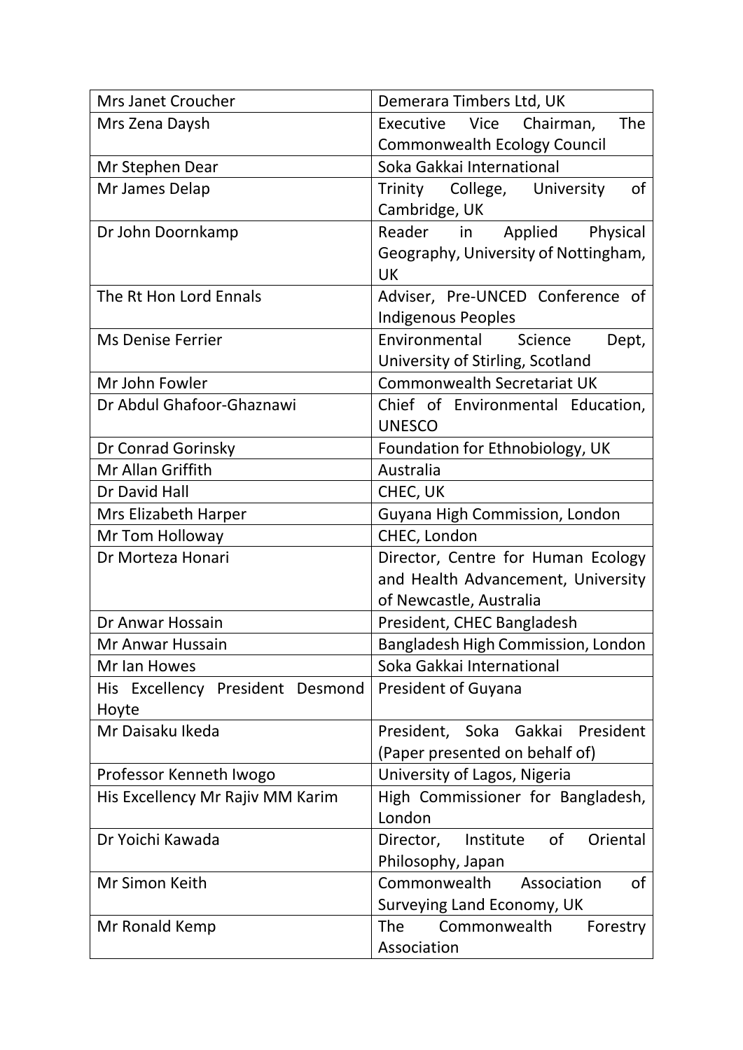| Mrs Janet Croucher | Demerara Timbers Ltd, UK |
|---|---|
| Mrs Zena Daysh | Executive Vice Chairman, The Commonwealth Ecology Council |
| Mr Stephen Dear | Soka Gakkai International |
| Mr James Delap | Trinity College, University of Cambridge, UK |
| Dr John Doornkamp | Reader in Applied Physical Geography, University of Nottingham, UK |
| The Rt Hon Lord Ennals | Adviser, Pre-UNCED Conference of Indigenous Peoples |
| Ms Denise Ferrier | Environmental Science Dept, University of Stirling, Scotland |
| Mr John Fowler | Commonwealth Secretariat UK |
| Dr Abdul Ghafoor-Ghaznawi | Chief of Environmental Education, UNESCO |
| Dr Conrad Gorinsky | Foundation for Ethnobiology, UK |
| Mr Allan Griffith | Australia |
| Dr David Hall | CHEC, UK |
| Mrs Elizabeth Harper | Guyana High Commission, London |
| Mr Tom Holloway | CHEC, London |
| Dr Morteza Honari | Director, Centre for Human Ecology and Health Advancement, University of Newcastle, Australia |
| Dr Anwar Hossain | President, CHEC Bangladesh |
| Mr Anwar Hussain | Bangladesh High Commission, London |
| Mr Ian Howes | Soka Gakkai International |
| His Excellency President Desmond Hoyte | President of Guyana |
| Mr Daisaku Ikeda | President, Soka Gakkai President (Paper presented on behalf of) |
| Professor Kenneth Iwogo | University of Lagos, Nigeria |
| His Excellency Mr Rajiv MM Karim | High Commissioner for Bangladesh, London |
| Dr Yoichi Kawada | Director, Institute of Oriental Philosophy, Japan |
| Mr Simon Keith | Commonwealth Association of Surveying Land Economy, UK |
| Mr Ronald Kemp | The Commonwealth Forestry Association |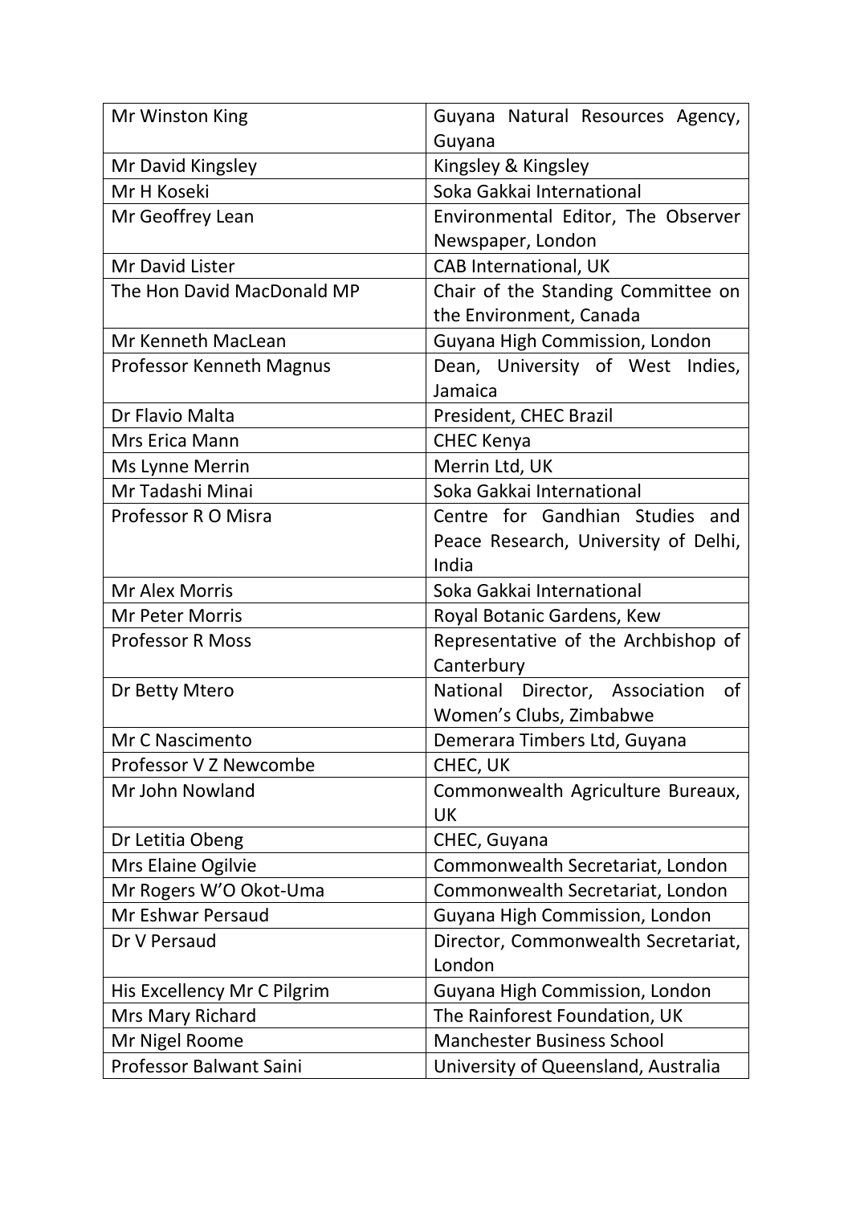| | |
|---|---|
| Mr Winston King | Guyana Natural Resources Agency, Guyana |
| Mr David Kingsley | Kingsley & Kingsley |
| Mr H Koseki | Soka Gakkai International |
| Mr Geoffrey Lean | Environmental Editor, The Observer Newspaper, London |
| Mr David Lister | CAB International, UK |
| The Hon David MacDonald MP | Chair of the Standing Committee on the Environment, Canada |
| Mr Kenneth MacLean | Guyana High Commission, London |
| Professor Kenneth Magnus | Dean, University of West Indies, Jamaica |
| Dr Flavio Malta | President, CHEC Brazil |
| Mrs Erica Mann | CHEC Kenya |
| Ms Lynne Merrin | Merrin Ltd, UK |
| Mr Tadashi Minai | Soka Gakkai International |
| Professor R O Misra | Centre for Gandhian Studies and Peace Research, University of Delhi, India |
| Mr Alex Morris | Soka Gakkai International |
| Mr Peter Morris | Royal Botanic Gardens, Kew |
| Professor R Moss | Representative of the Archbishop of Canterbury |
| Dr Betty Mtero | National Director, Association of Women's Clubs, Zimbabwe |
| Mr C Nascimento | Demerara Timbers Ltd, Guyana |
| Professor V Z Newcombe | CHEC, UK |
| Mr John Nowland | Commonwealth Agriculture Bureaux, UK |
| Dr Letitia Obeng | CHEC, Guyana |
| Mrs Elaine Ogilvie | Commonwealth Secretariat, London |
| Mr Rogers W'O Okot-Uma | Commonwealth Secretariat, London |
| Mr Eshwar Persaud | Guyana High Commission, London |
| Dr V Persaud | Director, Commonwealth Secretariat, London |
| His Excellency Mr C Pilgrim | Guyana High Commission, London |
| Mrs Mary Richard | The Rainforest Foundation, UK |
| Mr Nigel Roome | Manchester Business School |
| Professor Balwant Saini | University of Queensland, Australia |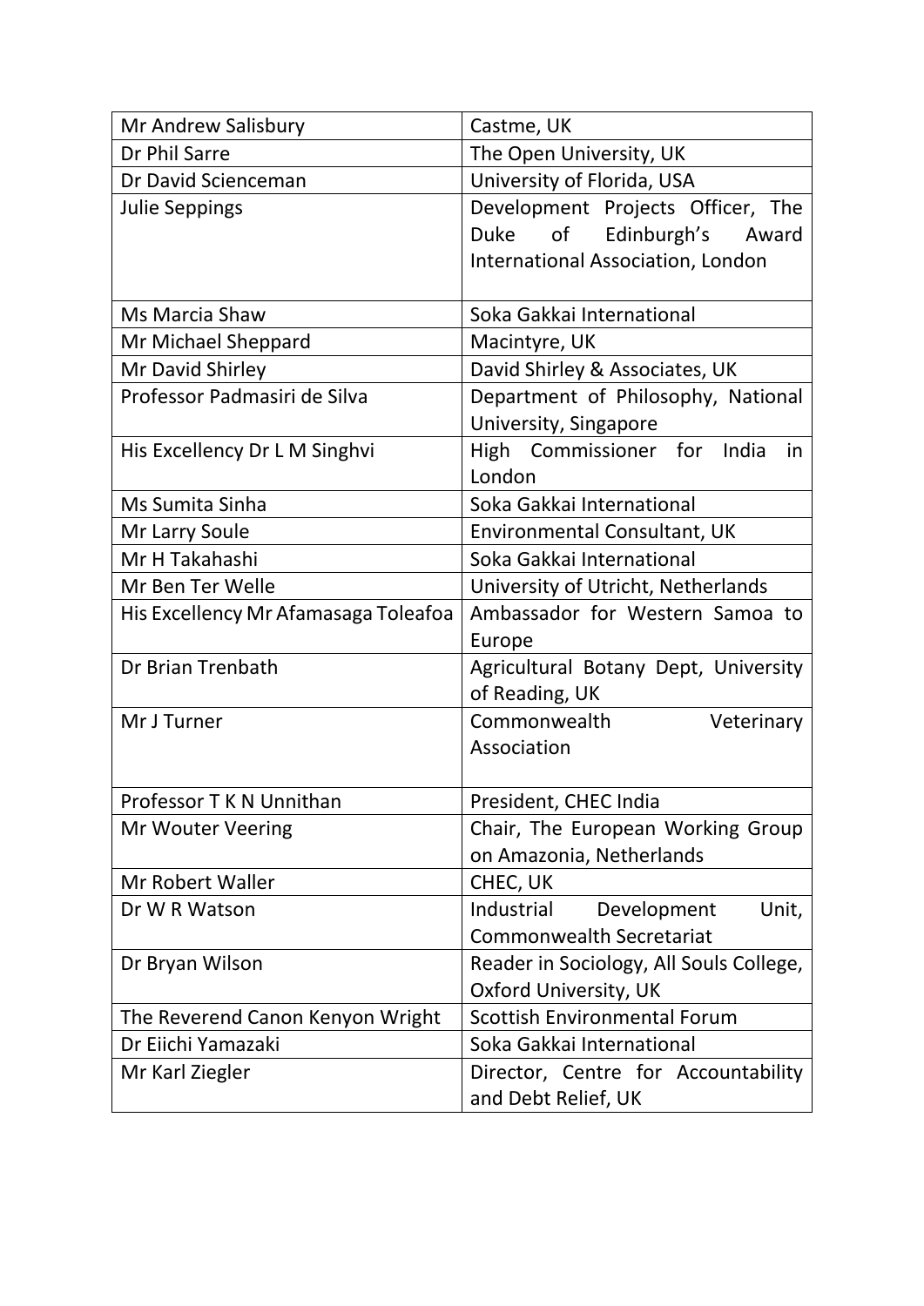| | |
|---|---|
| Mr Andrew Salisbury | Castme, UK |
| Dr Phil Sarre | The Open University, UK |
| Dr David Scienceman | University of Florida, USA |
| Julie Seppings | Development Projects Officer, The Duke of Edinburgh's Award International Association, London |
| Ms Marcia Shaw | Soka Gakkai International |
| Mr Michael Sheppard | Macintyre, UK |
| Mr David Shirley | David Shirley & Associates, UK |
| Professor Padmasiri de Silva | Department of Philosophy, National University, Singapore |
| His Excellency Dr L M Singhvi | High Commissioner for India in London |
| Ms Sumita Sinha | Soka Gakkai International |
| Mr Larry Soule | Environmental Consultant, UK |
| Mr H Takahashi | Soka Gakkai International |
| Mr Ben Ter Welle | University of Utricht, Netherlands |
| His Excellency Mr Afamasaga Toleafoa | Ambassador for Western Samoa to Europe |
| Dr Brian Trenbath | Agricultural Botany Dept, University of Reading, UK |
| Mr J Turner | Commonwealth Veterinary Association |
| Professor T K N Unnithan | President, CHEC India |
| Mr Wouter Veering | Chair, The European Working Group on Amazonia, Netherlands |
| Mr Robert Waller | CHEC, UK |
| Dr W R Watson | Industrial Development Unit, Commonwealth Secretariat |
| Dr Bryan Wilson | Reader in Sociology, All Souls College, Oxford University, UK |
| The Reverend Canon Kenyon Wright | Scottish Environmental Forum |
| Dr Eiichi Yamazaki | Soka Gakkai International |
| Mr Karl Ziegler | Director, Centre for Accountability and Debt Relief, UK |